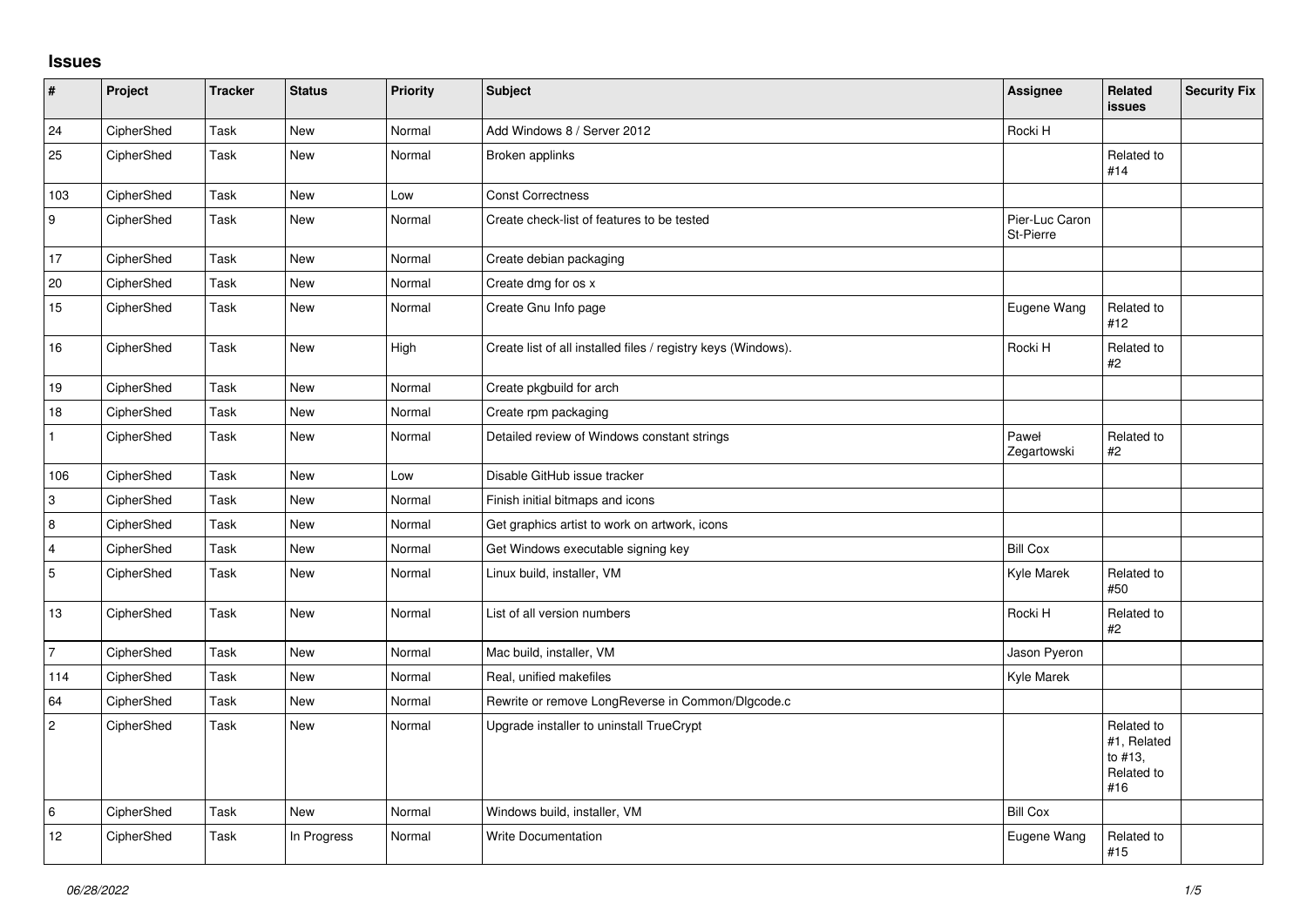## Issues

| # | Project | Tracker | Status | Priority | Subject | Assignee | Related issues | Security Fix |
|---|---|---|---|---|---|---|---|---|
| 24 | CipherShed | Task | New | Normal | Add Windows 8 / Server 2012 | Rocki H | | |
| 25 | CipherShed | Task | New | Normal | Broken applinks | | Related to #14 | |
| 103 | CipherShed | Task | New | Low | Const Correctness | | | |
| 9 | CipherShed | Task | New | Normal | Create check-list of features to be tested | Pier-Luc Caron St-Pierre | | |
| 17 | CipherShed | Task | New | Normal | Create debian packaging | | | |
| 20 | CipherShed | Task | New | Normal | Create dmg for os x | | | |
| 15 | CipherShed | Task | New | Normal | Create Gnu Info page | Eugene Wang | Related to #12 | |
| 16 | CipherShed | Task | New | High | Create list of all installed files / registry keys (Windows). | Rocki H | Related to #2 | |
| 19 | CipherShed | Task | New | Normal | Create pkgbuild for arch | | | |
| 18 | CipherShed | Task | New | Normal | Create rpm packaging | | | |
| 1 | CipherShed | Task | New | Normal | Detailed review of Windows constant strings | Paweł Zegartowski | Related to #2 | |
| 106 | CipherShed | Task | New | Low | Disable GitHub issue tracker | | | |
| 3 | CipherShed | Task | New | Normal | Finish initial bitmaps and icons | | | |
| 8 | CipherShed | Task | New | Normal | Get graphics artist to work on artwork, icons | | | |
| 4 | CipherShed | Task | New | Normal | Get Windows executable signing key | Bill Cox | | |
| 5 | CipherShed | Task | New | Normal | Linux build, installer, VM | Kyle Marek | Related to #50 | |
| 13 | CipherShed | Task | New | Normal | List of all version numbers | Rocki H | Related to #2 | |
| 7 | CipherShed | Task | New | Normal | Mac build, installer, VM | Jason Pyeron | | |
| 114 | CipherShed | Task | New | Normal | Real, unified makefiles | Kyle Marek | | |
| 64 | CipherShed | Task | New | Normal | Rewrite or remove LongReverse in Common/Dlgcode.c | | | |
| 2 | CipherShed | Task | New | Normal | Upgrade installer to uninstall TrueCrypt | | Related to #1, Related to #13, Related to #16 | |
| 6 | CipherShed | Task | New | Normal | Windows build, installer, VM | Bill Cox | | |
| 12 | CipherShed | Task | In Progress | Normal | Write Documentation | Eugene Wang | Related to #15 | |

*06/28/2022*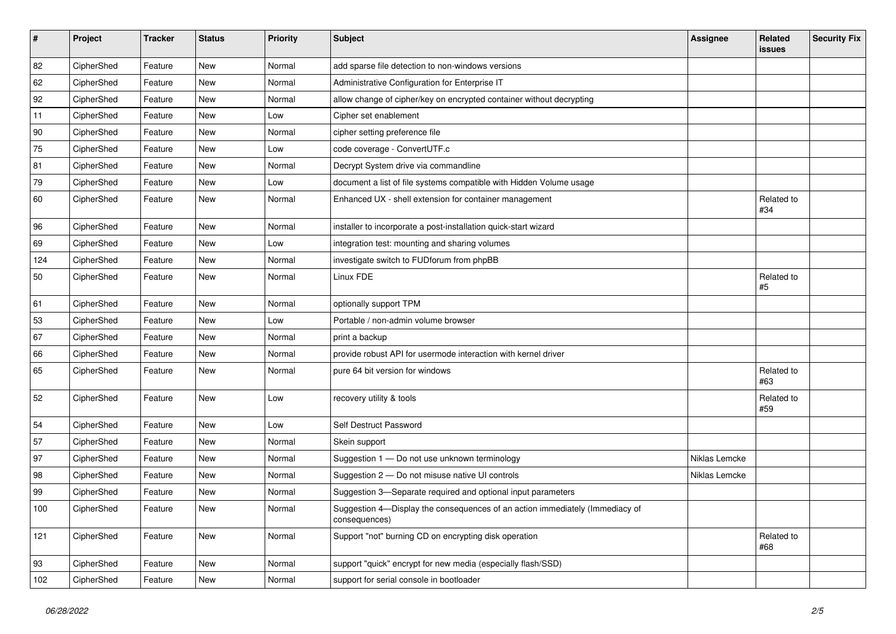| # | Project | Tracker | Status | Priority | Subject | Assignee | Related issues | Security Fix |
|---|---|---|---|---|---|---|---|---|
| 82 | CipherShed | Feature | New | Normal | add sparse file detection to non-windows versions | | | |
| 62 | CipherShed | Feature | New | Normal | Administrative Configuration for Enterprise IT | | | |
| 92 | CipherShed | Feature | New | Normal | allow change of cipher/key on encrypted container without decrypting | | | |
| 11 | CipherShed | Feature | New | Low | Cipher set enablement | | | |
| 90 | CipherShed | Feature | New | Normal | cipher setting preference file | | | |
| 75 | CipherShed | Feature | New | Low | code coverage - ConvertUTF.c | | | |
| 81 | CipherShed | Feature | New | Normal | Decrypt System drive via commandline | | | |
| 79 | CipherShed | Feature | New | Low | document a list of file systems compatible with Hidden Volume usage | | | |
| 60 | CipherShed | Feature | New | Normal | Enhanced UX - shell extension for container management | | Related to #34 | |
| 96 | CipherShed | Feature | New | Normal | installer to incorporate a post-installation quick-start wizard | | | |
| 69 | CipherShed | Feature | New | Low | integration test: mounting and sharing volumes | | | |
| 124 | CipherShed | Feature | New | Normal | investigate switch to FUDforum from phpBB | | | |
| 50 | CipherShed | Feature | New | Normal | Linux FDE | | Related to #5 | |
| 61 | CipherShed | Feature | New | Normal | optionally support TPM | | | |
| 53 | CipherShed | Feature | New | Low | Portable / non-admin volume browser | | | |
| 67 | CipherShed | Feature | New | Normal | print a backup | | | |
| 66 | CipherShed | Feature | New | Normal | provide robust API for usermode interaction with kernel driver | | | |
| 65 | CipherShed | Feature | New | Normal | pure 64 bit version for windows | | Related to #63 | |
| 52 | CipherShed | Feature | New | Low | recovery utility & tools | | Related to #59 | |
| 54 | CipherShed | Feature | New | Low | Self Destruct Password | | | |
| 57 | CipherShed | Feature | New | Normal | Skein support | | | |
| 97 | CipherShed | Feature | New | Normal | Suggestion 1 — Do not use unknown terminology | Niklas Lemcke | | |
| 98 | CipherShed | Feature | New | Normal | Suggestion 2 — Do not misuse native UI controls | Niklas Lemcke | | |
| 99 | CipherShed | Feature | New | Normal | Suggestion 3—Separate required and optional input parameters | | | |
| 100 | CipherShed | Feature | New | Normal | Suggestion 4—Display the consequences of an action immediately (Immediacy of consequences) | | | |
| 121 | CipherShed | Feature | New | Normal | Support "not" burning CD on encrypting disk operation | | Related to #68 | |
| 93 | CipherShed | Feature | New | Normal | support "quick" encrypt for new media (especially flash/SSD) | | | |
| 102 | CipherShed | Feature | New | Normal | support for serial console in bootloader | | | |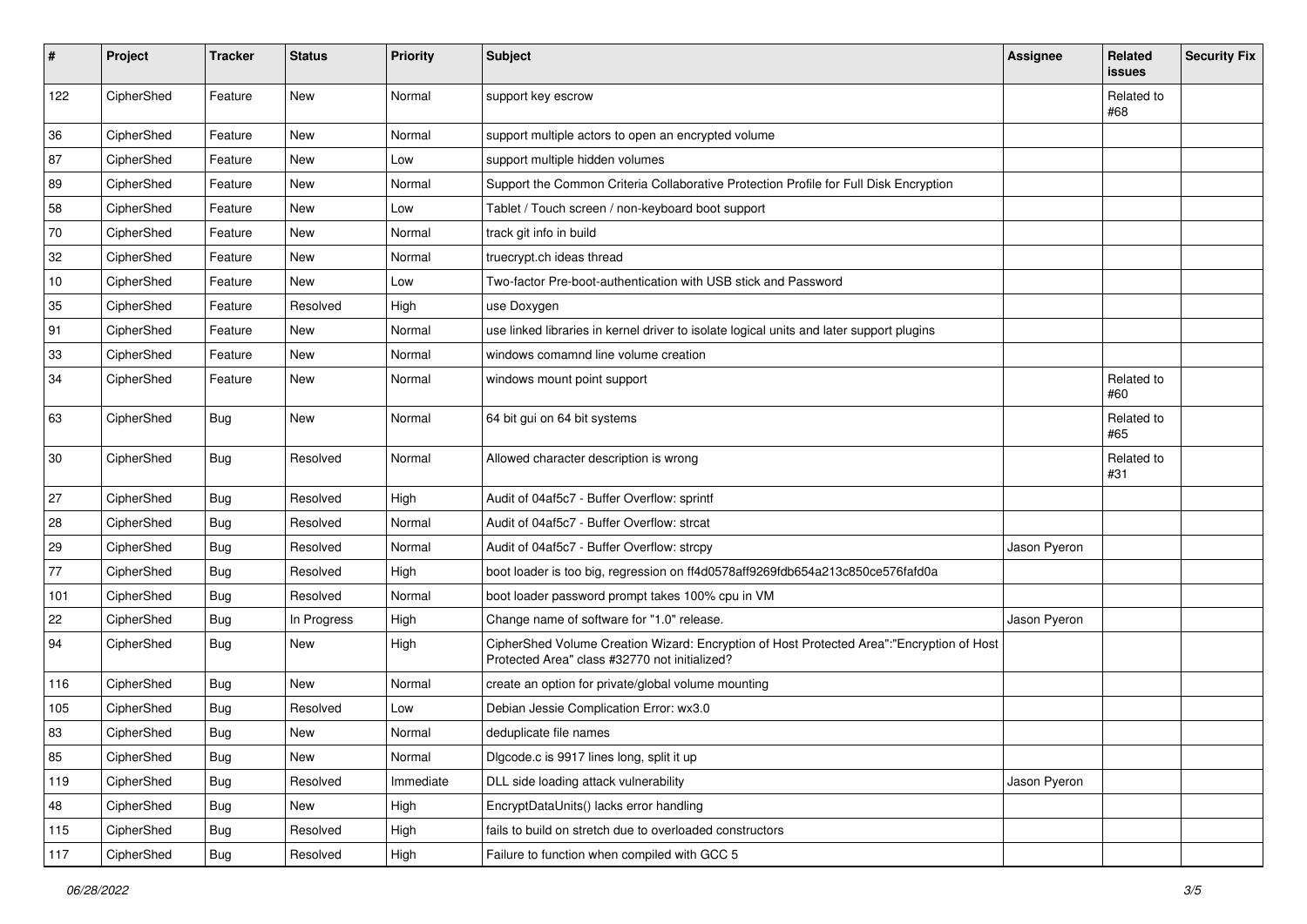| # | Project | Tracker | Status | Priority | Subject | Assignee | Related issues | Security Fix |
|---|---|---|---|---|---|---|---|---|
| 122 | CipherShed | Feature | New | Normal | support key escrow | | Related to #68 | |
| 36 | CipherShed | Feature | New | Normal | support multiple actors to open an encrypted volume | | | |
| 87 | CipherShed | Feature | New | Low | support multiple hidden volumes | | | |
| 89 | CipherShed | Feature | New | Normal | Support the Common Criteria Collaborative Protection Profile for Full Disk Encryption | | | |
| 58 | CipherShed | Feature | New | Low | Tablet / Touch screen / non-keyboard boot support | | | |
| 70 | CipherShed | Feature | New | Normal | track git info in build | | | |
| 32 | CipherShed | Feature | New | Normal | truecrypt.ch ideas thread | | | |
| 10 | CipherShed | Feature | New | Low | Two-factor Pre-boot-authentication with USB stick and Password | | | |
| 35 | CipherShed | Feature | Resolved | High | use Doxygen | | | |
| 91 | CipherShed | Feature | New | Normal | use linked libraries in kernel driver to isolate logical units and later support plugins | | | |
| 33 | CipherShed | Feature | New | Normal | windows comamnd line volume creation | | | |
| 34 | CipherShed | Feature | New | Normal | windows mount point support | | Related to #60 | |
| 63 | CipherShed | Bug | New | Normal | 64 bit gui on 64 bit systems | | Related to #65 | |
| 30 | CipherShed | Bug | Resolved | Normal | Allowed character description is wrong | | Related to #31 | |
| 27 | CipherShed | Bug | Resolved | High | Audit of 04af5c7 - Buffer Overflow: sprintf | | | |
| 28 | CipherShed | Bug | Resolved | Normal | Audit of 04af5c7 - Buffer Overflow: strcat | | | |
| 29 | CipherShed | Bug | Resolved | Normal | Audit of 04af5c7 - Buffer Overflow: strcpy | Jason Pyeron | | |
| 77 | CipherShed | Bug | Resolved | High | boot loader is too big, regression on ff4d0578aff9269fdb654a213c850ce576fafd0a | | | |
| 101 | CipherShed | Bug | Resolved | Normal | boot loader password prompt takes 100% cpu in VM | | | |
| 22 | CipherShed | Bug | In Progress | High | Change name of software for "1.0" release. | Jason Pyeron | | |
| 94 | CipherShed | Bug | New | High | CipherShed Volume Creation Wizard: Encryption of Host Protected Area":"Encryption of Host Protected Area" class #32770 not initialized? | | | |
| 116 | CipherShed | Bug | New | Normal | create an option for private/global volume mounting | | | |
| 105 | CipherShed | Bug | Resolved | Low | Debian Jessie Complication Error: wx3.0 | | | |
| 83 | CipherShed | Bug | New | Normal | deduplicate file names | | | |
| 85 | CipherShed | Bug | New | Normal | Dlgcode.c is 9917 lines long, split it up | | | |
| 119 | CipherShed | Bug | Resolved | Immediate | DLL side loading attack vulnerability | Jason Pyeron | | |
| 48 | CipherShed | Bug | New | High | EncryptDataUnits() lacks error handling | | | |
| 115 | CipherShed | Bug | Resolved | High | fails to build on stretch due to overloaded constructors | | | |
| 117 | CipherShed | Bug | Resolved | High | Failure to function when compiled with GCC 5 | | | |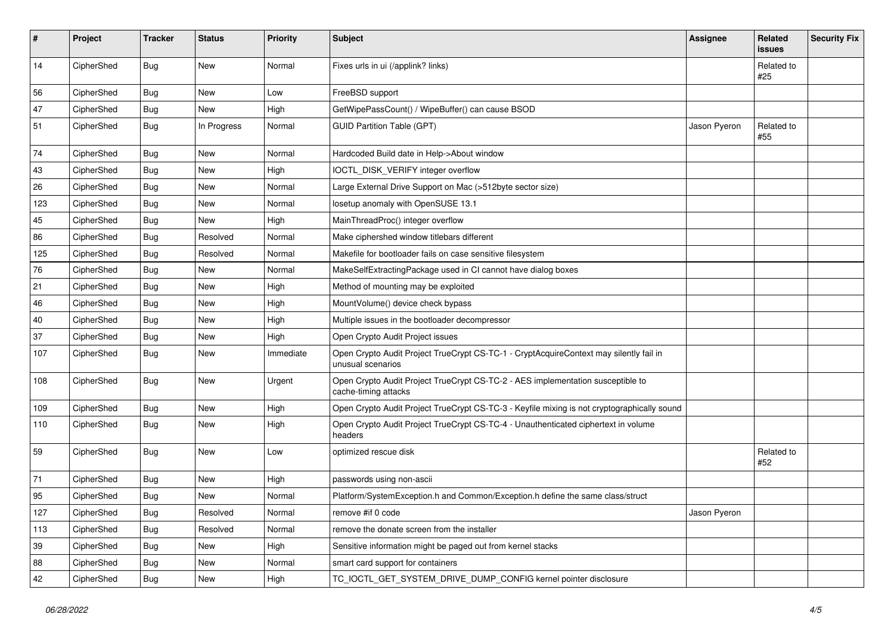| # | Project | Tracker | Status | Priority | Subject | Assignee | Related issues | Security Fix |
|---|---|---|---|---|---|---|---|---|
| 14 | CipherShed | Bug | New | Normal | Fixes urls in ui (/applink? links) | | Related to #25 | |
| 56 | CipherShed | Bug | New | Low | FreeBSD support | | | |
| 47 | CipherShed | Bug | New | High | GetWipePassCount() / WipeBuffer() can cause BSOD | | | |
| 51 | CipherShed | Bug | In Progress | Normal | GUID Partition Table (GPT) | Jason Pyeron | Related to #55 | |
| 74 | CipherShed | Bug | New | Normal | Hardcoded Build date in Help->About window | | | |
| 43 | CipherShed | Bug | New | High | IOCTL_DISK_VERIFY integer overflow | | | |
| 26 | CipherShed | Bug | New | Normal | Large External Drive Support on Mac (>512byte sector size) | | | |
| 123 | CipherShed | Bug | New | Normal | losetup anomaly with OpenSUSE 13.1 | | | |
| 45 | CipherShed | Bug | New | High | MainThreadProc() integer overflow | | | |
| 86 | CipherShed | Bug | Resolved | Normal | Make ciphershed window titlebars different | | | |
| 125 | CipherShed | Bug | Resolved | Normal | Makefile for bootloader fails on case sensitive filesystem | | | |
| 76 | CipherShed | Bug | New | Normal | MakeSelfExtractingPackage used in CI cannot have dialog boxes | | | |
| 21 | CipherShed | Bug | New | High | Method of mounting may be exploited | | | |
| 46 | CipherShed | Bug | New | High | MountVolume() device check bypass | | | |
| 40 | CipherShed | Bug | New | High | Multiple issues in the bootloader decompressor | | | |
| 37 | CipherShed | Bug | New | High | Open Crypto Audit Project issues | | | |
| 107 | CipherShed | Bug | New | Immediate | Open Crypto Audit Project TrueCrypt CS-TC-1 - CryptAcquireContext may silently fail in unusual scenarios | | | |
| 108 | CipherShed | Bug | New | Urgent | Open Crypto Audit Project TrueCrypt CS-TC-2 - AES implementation susceptible to cache-timing attacks | | | |
| 109 | CipherShed | Bug | New | High | Open Crypto Audit Project TrueCrypt CS-TC-3 - Keyfile mixing is not cryptographically sound | | | |
| 110 | CipherShed | Bug | New | High | Open Crypto Audit Project TrueCrypt CS-TC-4 - Unauthenticated ciphertext in volume headers | | | |
| 59 | CipherShed | Bug | New | Low | optimized rescue disk | | Related to #52 | |
| 71 | CipherShed | Bug | New | High | passwords using non-ascii | | | |
| 95 | CipherShed | Bug | New | Normal | Platform/SystemException.h and Common/Exception.h define the same class/struct | | | |
| 127 | CipherShed | Bug | Resolved | Normal | remove #if 0 code | Jason Pyeron | | |
| 113 | CipherShed | Bug | Resolved | Normal | remove the donate screen from the installer | | | |
| 39 | CipherShed | Bug | New | High | Sensitive information might be paged out from kernel stacks | | | |
| 88 | CipherShed | Bug | New | Normal | smart card support for containers | | | |
| 42 | CipherShed | Bug | New | High | TC_IOCTL_GET_SYSTEM_DRIVE_DUMP_CONFIG kernel pointer disclosure | | | |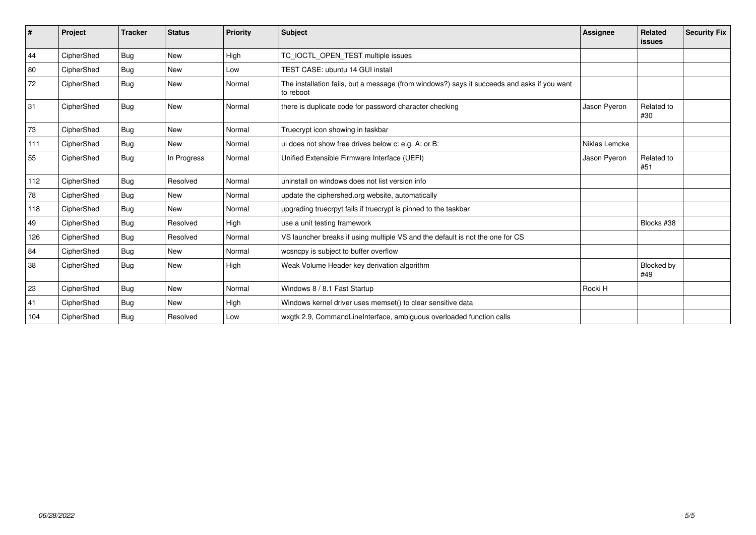| # | Project | Tracker | Status | Priority | Subject | Assignee | Related issues | Security Fix |
|---|---|---|---|---|---|---|---|---|
| 44 | CipherShed | Bug | New | High | TC_IOCTL_OPEN_TEST multiple issues | | | |
| 80 | CipherShed | Bug | New | Low | TEST CASE: ubuntu 14 GUI install | | | |
| 72 | CipherShed | Bug | New | Normal | The installation fails, but a message (from windows?) says it succeeds and asks if you want to reboot | | | |
| 31 | CipherShed | Bug | New | Normal | there is duplicate code for password character checking | Jason Pyeron | Related to #30 | |
| 73 | CipherShed | Bug | New | Normal | Truecrypt icon showing in taskbar | | | |
| 111 | CipherShed | Bug | New | Normal | ui does not show free drives below c: e.g. A: or B: | Niklas Lemcke | | |
| 55 | CipherShed | Bug | In Progress | Normal | Unified Extensible Firmware Interface (UEFI) | Jason Pyeron | Related to #51 | |
| 112 | CipherShed | Bug | Resolved | Normal | uninstall on windows does not list version info | | | |
| 78 | CipherShed | Bug | New | Normal | update the ciphershed.org website, automatically | | | |
| 118 | CipherShed | Bug | New | Normal | upgrading truecrpyt fails if truecrypt is pinned to the taskbar | | | |
| 49 | CipherShed | Bug | Resolved | High | use a unit testing framework | | Blocks #38 | |
| 126 | CipherShed | Bug | Resolved | Normal | VS launcher breaks if using multiple VS and the default is not the one for CS | | | |
| 84 | CipherShed | Bug | New | Normal | wcsncpy is subject to buffer overflow | | | |
| 38 | CipherShed | Bug | New | High | Weak Volume Header key derivation algorithm | | Blocked by #49 | |
| 23 | CipherShed | Bug | New | Normal | Windows 8 / 8.1 Fast Startup | Rocki H | | |
| 41 | CipherShed | Bug | New | High | Windows kernel driver uses memset() to clear sensitive data | | | |
| 104 | CipherShed | Bug | Resolved | Low | wxgtk 2.9, CommandLineInterface, ambiguous overloaded function calls | | | |